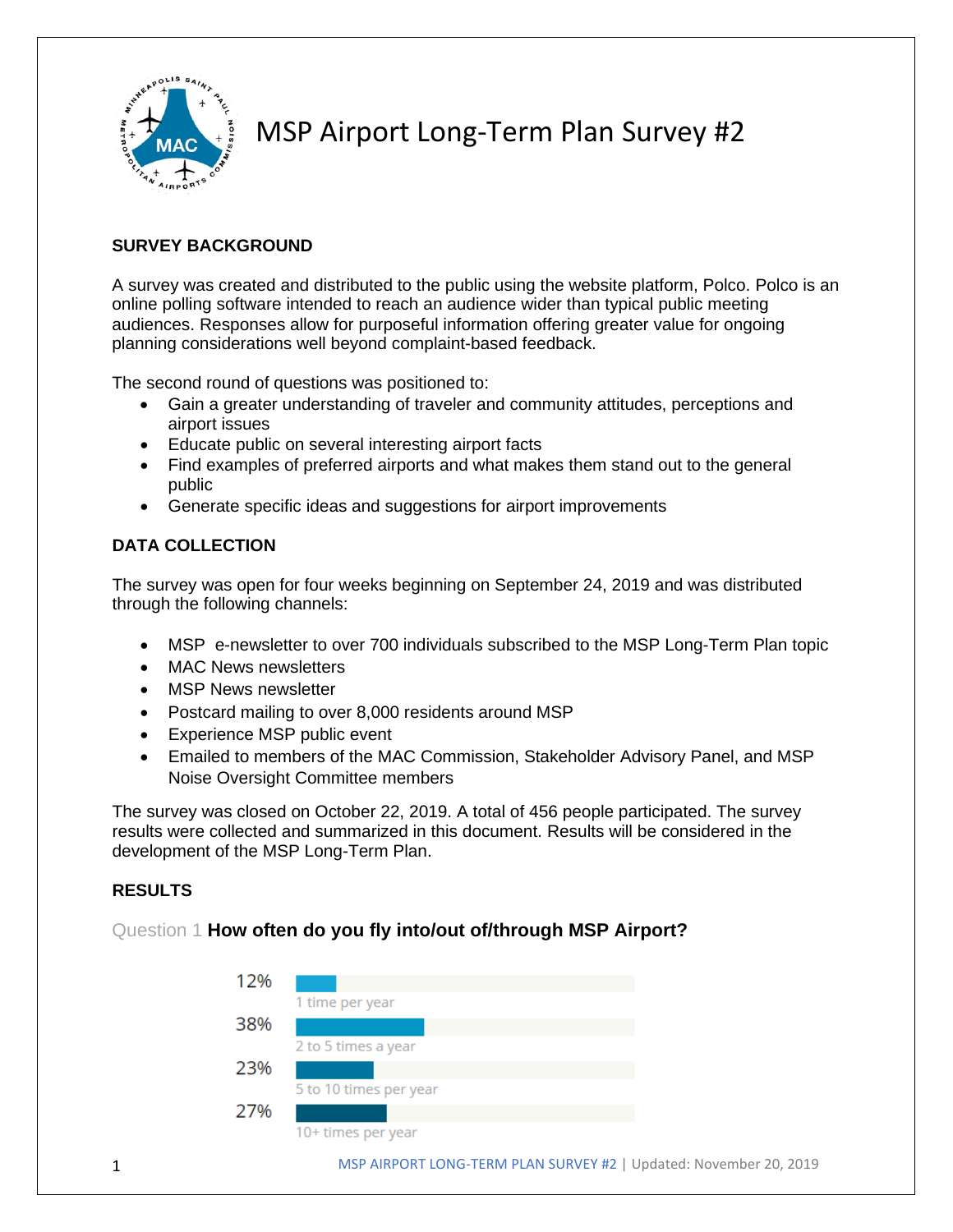# MSP Airport Long-Term Plan Survey #2

## SURVEY BACKGROUND

A survey was created and distributed to the public using the website platform, Polco. Polco is an online polling software intended to reach an audience wider than typical public meeting audiences. Responses allow for purposeful information offering greater value for ongoing planning considerations well beyond complaint-based feedback.

The second round of questions was positioned to:

- Gain a greater understanding of traveler and community attitudes, perceptions and airport issues
- Educate public on several interesting airport facts
- Find examples of preferred airports and what makes them stand out to the general public
- Generate specific ideas and suggestions for airport improvements

## DATA COLLECTION

The survey was open for four weeks beginning on September 24, 2019 and was distributed through the following channels:

- MSP e-newsletter to over 700 individuals subscribed to the MSP Long-Term Plan topic
- MAC News newsletters
- MSP News newsletter
- Postcard mailing to over 8,000 residents around MSP
- Experience MSP public event
- Emailed to members of the MAC Commission, Stakeholder Advisory Panel, and MSP Noise Oversight Committee members

The survey was closed on October 22, 2019. A total of 456 people participated. The survey results were collected and summarized in this document. Results will be considered in the development of the MSP Long-Term Plan.

## RESULTS

Question 1 **How often do you fly into/out of/through MSP Airport?**

| Percent | Response |
|---|---|
| 12% | 1 time per year |
| 38% | 2 to 5 times a year |
| 23% | 5 to 10 times per year |
| 27% | 10+ times per year |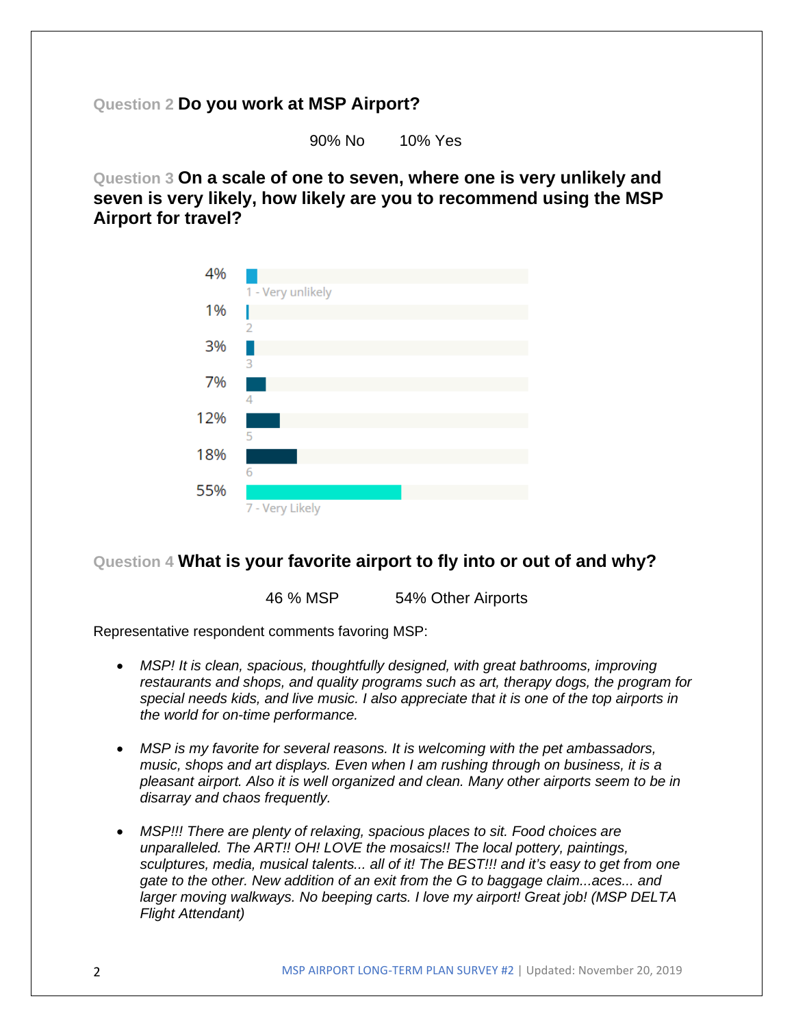**Question 2 Do you work at MSP Airport?**

90% No    10% Yes

**Question 3 On a scale of one to seven, where one is very unlikely and seven is very likely, how likely are you to recommend using the MSP Airport for travel?**

| Rating | Percent |
|---|---|
| 1 - Very unlikely | 4% |
| 2 | 1% |
| 3 | 3% |
| 4 | 7% |
| 5 | 12% |
| 6 | 18% |
| 7 - Very Likely | 55% |

**Question 4 What is your favorite airport to fly into or out of and why?**

46 % MSP    54% Other Airports

Representative respondent comments favoring MSP:

- *MSP! It is clean, spacious, thoughtfully designed, with great bathrooms, improving restaurants and shops, and quality programs such as art, therapy dogs, the program for special needs kids, and live music. I also appreciate that it is one of the top airports in the world for on-time performance.*

- *MSP is my favorite for several reasons. It is welcoming with the pet ambassadors, music, shops and art displays. Even when I am rushing through on business, it is a pleasant airport. Also it is well organized and clean. Many other airports seem to be in disarray and chaos frequently.*

- *MSP!!! There are plenty of relaxing, spacious places to sit. Food choices are unparalleled. The ART!! OH! LOVE the mosaics!! The local pottery, paintings, sculptures, media, musical talents... all of it! The BEST!!! and it's easy to get from one gate to the other. New addition of an exit from the G to baggage claim...aces... and larger moving walkways. No beeping carts. I love my airport! Great job! (MSP DELTA Flight Attendant)*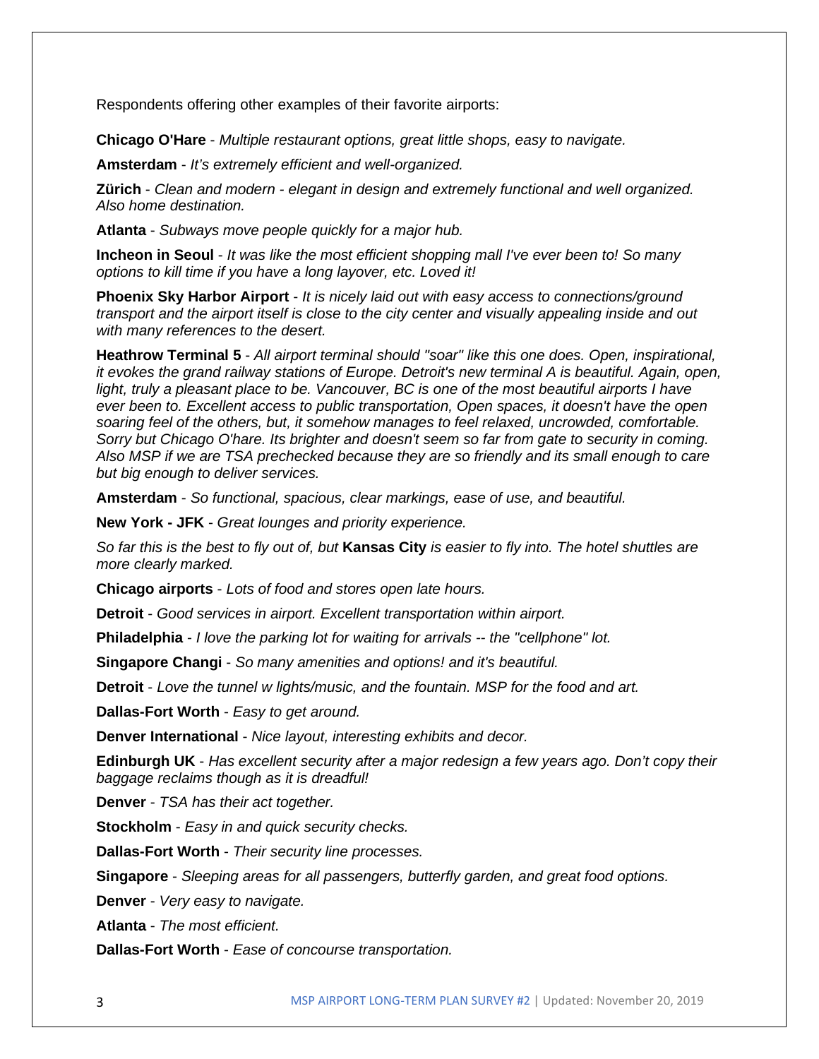Respondents offering other examples of their favorite airports:

**Chicago O'Hare** - *Multiple restaurant options, great little shops, easy to navigate.*

**Amsterdam** - *It's extremely efficient and well-organized.*

**Zürich** - *Clean and modern - elegant in design and extremely functional and well organized. Also home destination.*

**Atlanta** - *Subways move people quickly for a major hub.*

**Incheon in Seoul** - *It was like the most efficient shopping mall I've ever been to! So many options to kill time if you have a long layover, etc. Loved it!*

**Phoenix Sky Harbor Airport** - *It is nicely laid out with easy access to connections/ground transport and the airport itself is close to the city center and visually appealing inside and out with many references to the desert.*

**Heathrow Terminal 5** - *All airport terminal should "soar" like this one does. Open, inspirational, it evokes the grand railway stations of Europe. Detroit's new terminal A is beautiful. Again, open, light, truly a pleasant place to be. Vancouver, BC is one of the most beautiful airports I have ever been to. Excellent access to public transportation, Open spaces, it doesn't have the open soaring feel of the others, but, it somehow manages to feel relaxed, uncrowded, comfortable. Sorry but Chicago O'hare. Its brighter and doesn't seem so far from gate to security in coming. Also MSP if we are TSA prechecked because they are so friendly and its small enough to care but big enough to deliver services.*

**Amsterdam** - *So functional, spacious, clear markings, ease of use, and beautiful.*

**New York - JFK** - *Great lounges and priority experience.*

*So far this is the best to fly out of, but* **Kansas City** *is easier to fly into. The hotel shuttles are more clearly marked.*

**Chicago airports** - *Lots of food and stores open late hours.*

**Detroit** - *Good services in airport. Excellent transportation within airport.*

**Philadelphia** - *I love the parking lot for waiting for arrivals -- the "cellphone" lot.*

**Singapore Changi** - *So many amenities and options! and it's beautiful.*

**Detroit** - *Love the tunnel w lights/music, and the fountain. MSP for the food and art.*

**Dallas-Fort Worth** - *Easy to get around.*

**Denver International** - *Nice layout, interesting exhibits and decor.*

**Edinburgh UK** - *Has excellent security after a major redesign a few years ago. Don't copy their baggage reclaims though as it is dreadful!*

**Denver** - *TSA has their act together.*

**Stockholm** - *Easy in and quick security checks.*

**Dallas-Fort Worth** - *Their security line processes.*

**Singapore** - *Sleeping areas for all passengers, butterfly garden, and great food options.*

**Denver** - *Very easy to navigate.*

**Atlanta** - *The most efficient.*

**Dallas-Fort Worth** - *Ease of concourse transportation.*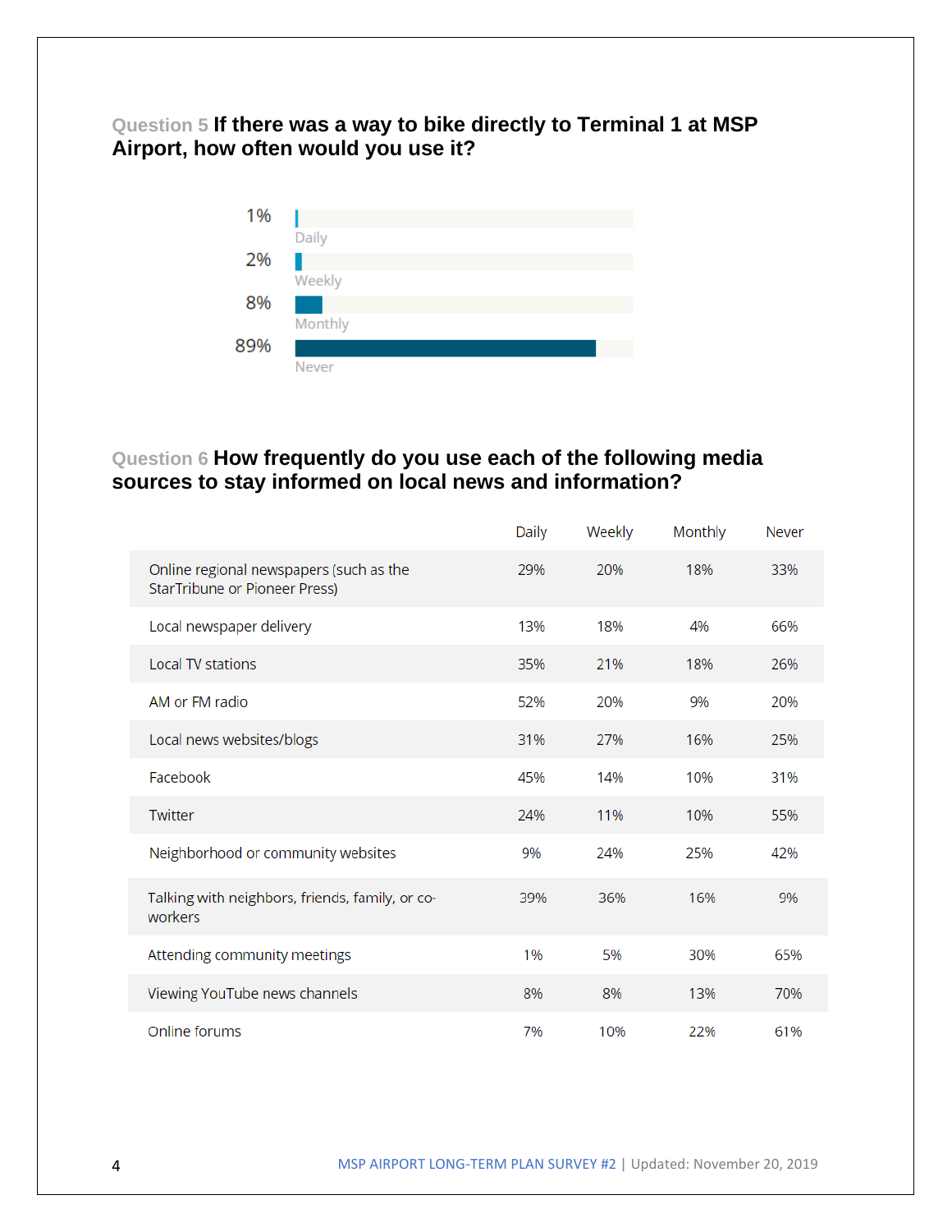## Question 5 If there was a way to bike directly to Terminal 1 at MSP Airport, how often would you use it?

| Response | Percent |
|---|---|
| Daily | 1% |
| Weekly | 2% |
| Monthly | 8% |
| Never | 89% |

## Question 6 How frequently do you use each of the following media sources to stay informed on local news and information?

| | Daily | Weekly | Monthly | Never |
|---|---|---|---|---|
| Online regional newspapers (such as the StarTribune or Pioneer Press) | 29% | 20% | 18% | 33% |
| Local newspaper delivery | 13% | 18% | 4% | 66% |
| Local TV stations | 35% | 21% | 18% | 26% |
| AM or FM radio | 52% | 20% | 9% | 20% |
| Local news websites/blogs | 31% | 27% | 16% | 25% |
| Facebook | 45% | 14% | 10% | 31% |
| Twitter | 24% | 11% | 10% | 55% |
| Neighborhood or community websites | 9% | 24% | 25% | 42% |
| Talking with neighbors, friends, family, or co-workers | 39% | 36% | 16% | 9% |
| Attending community meetings | 1% | 5% | 30% | 65% |
| Viewing YouTube news channels | 8% | 8% | 13% | 70% |
| Online forums | 7% | 10% | 22% | 61% |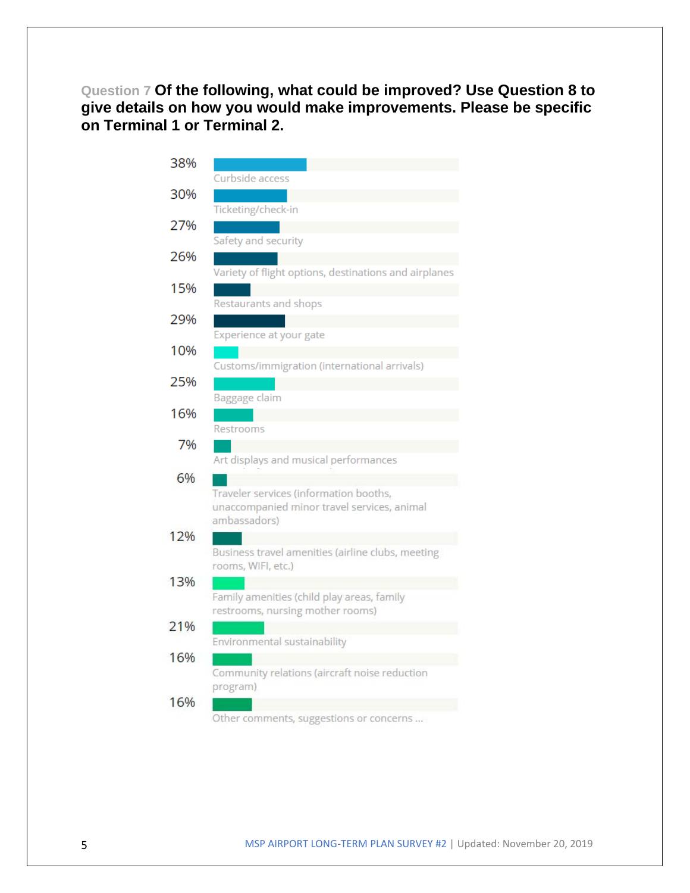**Question 7 Of the following, what could be improved? Use Question 8 to give details on how you would make improvements. Please be specific on Terminal 1 or Terminal 2.**

| Option | Percentage |
|---|---|
| Curbside access | 38% |
| Ticketing/check-in | 30% |
| Safety and security | 27% |
| Variety of flight options, destinations and airplanes | 26% |
| Restaurants and shops | 15% |
| Experience at your gate | 29% |
| Customs/immigration (international arrivals) | 10% |
| Baggage claim | 25% |
| Restrooms | 16% |
| Art displays and musical performances | 7% |
| Traveler services (information booths, unaccompanied minor travel services, animal ambassadors) | 6% |
| Business travel amenities (airline clubs, meeting rooms, WIFI, etc.) | 12% |
| Family amenities (child play areas, family restrooms, nursing mother rooms) | 13% |
| Environmental sustainability | 21% |
| Community relations (aircraft noise reduction program) | 16% |
| Other comments, suggestions or concerns ... | 16% |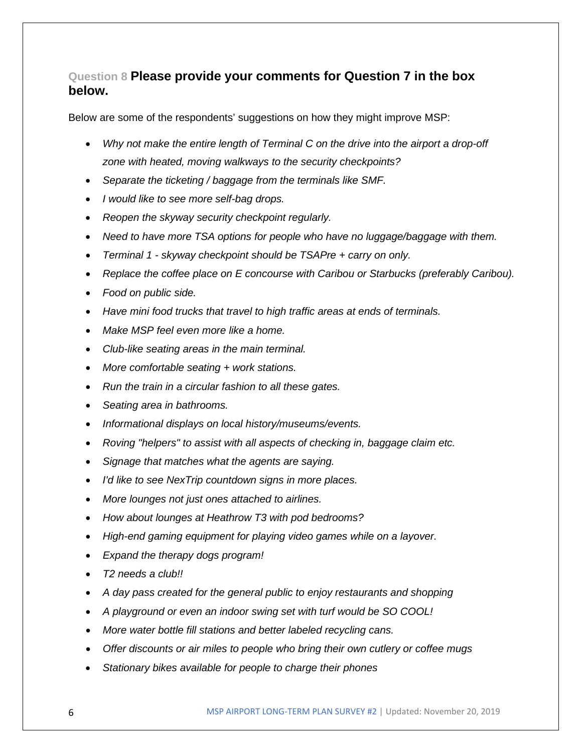### Question 8 **Please provide your comments for Question 7 in the box below.**

Below are some of the respondents' suggestions on how they might improve MSP:

- *Why not make the entire length of Terminal C on the drive into the airport a drop-off zone with heated, moving walkways to the security checkpoints?*
- *Separate the ticketing / baggage from the terminals like SMF.*
- *I would like to see more self-bag drops.*
- *Reopen the skyway security checkpoint regularly.*
- *Need to have more TSA options for people who have no luggage/baggage with them.*
- *Terminal 1 - skyway checkpoint should be TSAPre + carry on only.*
- *Replace the coffee place on E concourse with Caribou or Starbucks (preferably Caribou).*
- *Food on public side.*
- *Have mini food trucks that travel to high traffic areas at ends of terminals.*
- *Make MSP feel even more like a home.*
- *Club-like seating areas in the main terminal.*
- *More comfortable seating + work stations.*
- *Run the train in a circular fashion to all these gates.*
- *Seating area in bathrooms.*
- *Informational displays on local history/museums/events.*
- *Roving "helpers" to assist with all aspects of checking in, baggage claim etc.*
- *Signage that matches what the agents are saying.*
- *I'd like to see NexTrip countdown signs in more places.*
- *More lounges not just ones attached to airlines.*
- *How about lounges at Heathrow T3 with pod bedrooms?*
- *High-end gaming equipment for playing video games while on a layover.*
- *Expand the therapy dogs program!*
- *T2 needs a club!!*
- *A day pass created for the general public to enjoy restaurants and shopping*
- *A playground or even an indoor swing set with turf would be SO COOL!*
- *More water bottle fill stations and better labeled recycling cans.*
- *Offer discounts or air miles to people who bring their own cutlery or coffee mugs*
- *Stationary bikes available for people to charge their phones*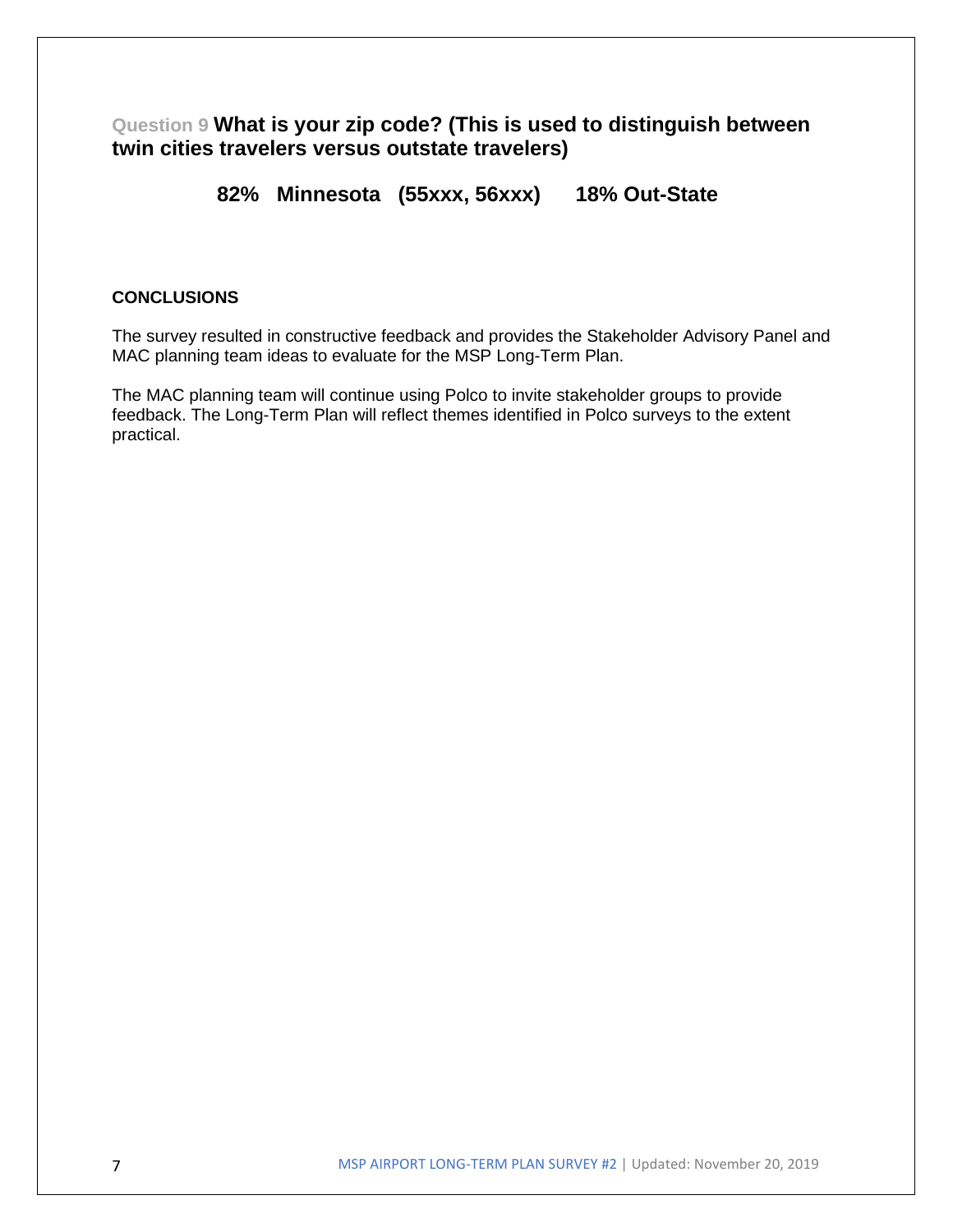### Question 9 What is your zip code? (This is used to distinguish between twin cities travelers versus outstate travelers)

**82% Minnesota (55xxx, 56xxx) 18% Out-State**

**CONCLUSIONS**

The survey resulted in constructive feedback and provides the Stakeholder Advisory Panel and MAC planning team ideas to evaluate for the MSP Long-Term Plan.

The MAC planning team will continue using Polco to invite stakeholder groups to provide feedback. The Long-Term Plan will reflect themes identified in Polco surveys to the extent practical.